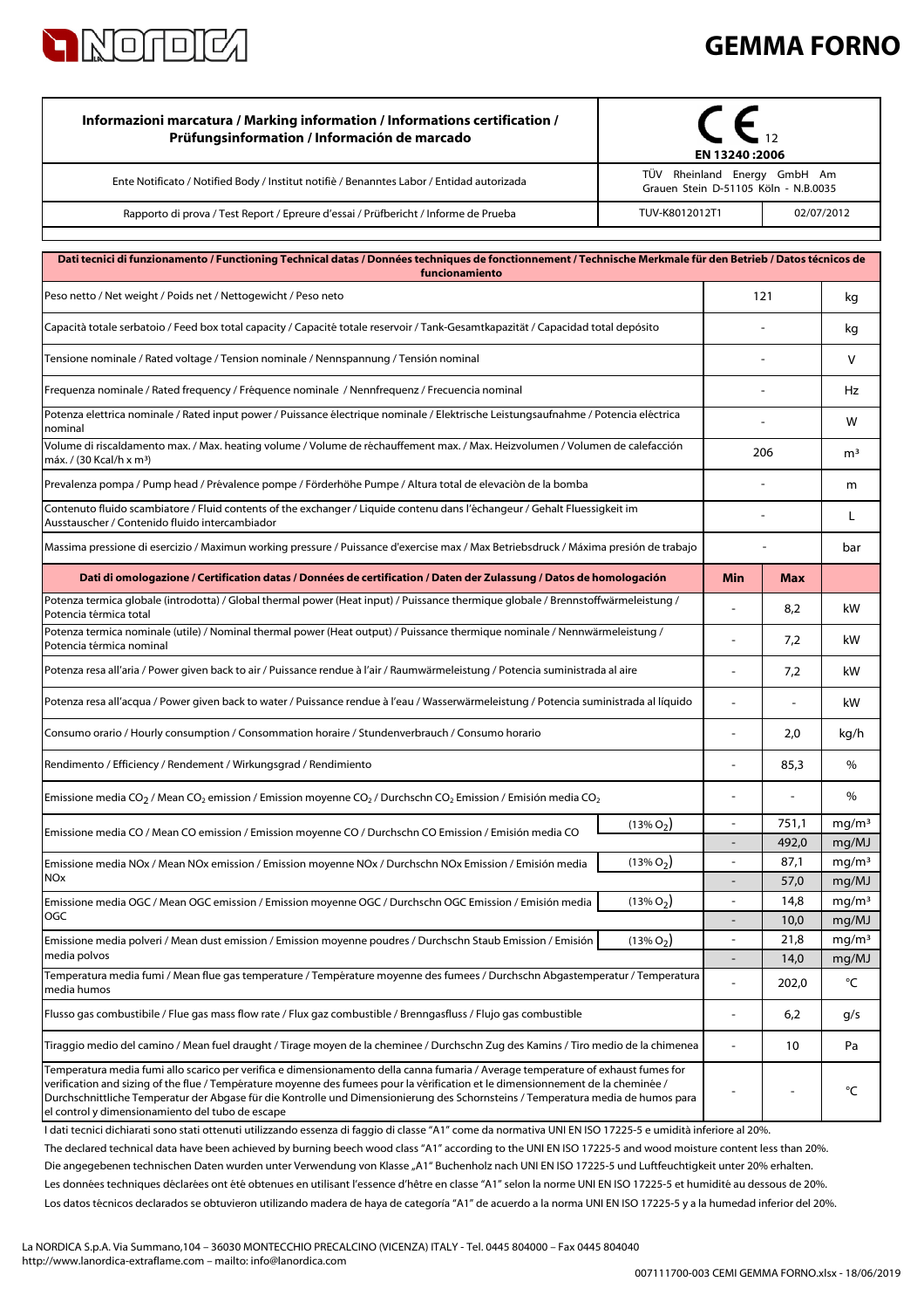# GEMMA FORNO

| Informazioni marcatura / Marking information / Informations certification / Prüfungsinformation / Información de marcado | CE 12 EN 13240 :2006 | |
|---|---|---|
| Ente Notificato / Notified Body / Institut notifiè / Benanntes Labor / Entidad autorizada | TÜV Rheinland Energy GmbH Am Grauen Stein D-51105 Köln - N.B.0035 | |
| Rapporto di prova / Test Report / Epreure d'essai / Prüfbericht / Informe de Prueba | TUV-K8012012T1 | 02/07/2012 |

| Dati tecnici di funzionamento / Functioning Technical datas / Données techniques de fonctionnement / Technische Merkmale für den Betrieb / Datos técnicos de funcionamiento | | | |
|---|---|---|---|
| Peso netto / Net weight / Poids net / Nettogewicht / Peso neto | 121 | | kg |
| Capacità totale serbatoio / Feed box total capacity / Capacité totale reservoir / Tank-Gesamtkapazität / Capacidad total depósito | - | | kg |
| Tensione nominale / Rated voltage / Tension nominale / Nennspannung / Tensión nominal | - | | V |
| Frequenza nominale / Rated frequency / Fréquence nominale / Nennfrequenz / Frecuencia nominal | - | | Hz |
| Potenza elettrica nominale / Rated input power / Puissance électrique nominale / Elektrische Leistungsaufnahme / Potencia eléctrica nominal | - | | W |
| Volume di riscaldamento max. / Max. heating volume / Volume de réchauffement max. / Max. Heizvolumen / Volumen de calefacción máx. / (30 Kcal/h x m³) | 206 | | m³ |
| Prevalenza pompa / Pump head / Prévalence pompe / Förderhöhe Pumpe / Altura total de elevaciòn de la bomba | - | | m |
| Contenuto fluido scambiatore / Fluid contents of the exchanger / Liquide contenu dans l'échangeur / Gehalt Fluessigkeit im Ausstauscher / Contenido fluido intercambiador | - | | L |
| Massima pressione di esercizio / Maximun working pressure / Puissance d'exercise max / Max Betriebsdruck / Máxima presión de trabajo | - | | bar |
| **Dati di omologazione / Certification datas / Données de certification / Daten der Zulassung / Datos de homologación** | **Min** | **Max** | |
| Potenza termica globale (introdotta) / Global thermal power (Heat input) / Puissance thermique globale / Brennstoffwärmeleistung / Potencia térmica total | - | 8,2 | kW |
| Potenza termica nominale (utile) / Nominal thermal power (Heat output) / Puissance thermique nominale / Nennwärmeleistung / Potencia térmica nominal | - | 7,2 | kW |
| Potenza resa all'aria / Power given back to air / Puissance rendue à l'air / Raumwärmeleistung / Potencia suministrada al aire | - | 7,2 | kW |
| Potenza resa all'acqua / Power given back to water / Puissance rendue à l'eau / Wasserwärmeleistung / Potencia suministrada al líquido | - | - | kW |
| Consumo orario / Hourly consumption / Consommation horaire / Stundenverbrauch / Consumo horario | - | 2,0 | kg/h |
| Rendimento / Efficiency / Rendement / Wirkungsgrad / Rendimiento | - | 85,3 | % |
| Emissione media $CO_2$ / Mean $CO_2$ emission / Emission moyenne $CO_2$ / Durchschn $CO_2$ Emission / Emisión media $CO_2$ | - | - | % |
| Emissione media CO / Mean CO emission / Emission moyenne CO / Durchschn CO Emission / Emisión media CO (13% $O_2$) | - | 751,1 | mg/m³ |
| | - | 492,0 | mg/MJ |
| Emissione media NOx / Mean NOx emission / Emission moyenne NOx / Durchschn NOx Emission / Emisión media NOx (13% $O_2$) | - | 87,1 | mg/m³ |
| | - | 57,0 | mg/MJ |
| Emissione media OGC / Mean OGC emission / Emission moyenne OGC / Durchschn OGC Emission / Emisión media OGC (13% $O_2$) | - | 14,8 | mg/m³ |
| | - | 10,0 | mg/MJ |
| Emissione media polveri / Mean dust emission / Emission moyenne poudres / Durchschn Staub Emission / Emisión media polvos (13% $O_2$) | - | 21,8 | mg/m³ |
| | - | 14,0 | mg/MJ |
| Temperatura media fumi / Mean flue gas temperature / Température moyenne des fumees / Durchschn Abgastemperatur / Temperatura media humos | - | 202,0 | °C |
| Flusso gas combustibile / Flue gas mass flow rate / Flux gaz combustible / Brenngasfluss / Flujo gas combustible | - | 6,2 | g/s |
| Tiraggio medio del camino / Mean fuel draught / Tirage moyen de la cheminee / Durchschn Zug des Kamins / Tiro medio de la chimenea | - | 10 | Pa |
| Temperatura media fumi allo scarico per verifica e dimensionamento della canna fumaria / Average temperature of exhaust fumes for verification and sizing of the flue / Température moyenne des fumees pour la vérification et le dimensionnement de la cheminée / Durchschnittliche Temperatur der Abgase für die Kontrolle und Dimensionierung des Schornsteins / Temperatura media de humos para el control y dimensionamiento del tubo de escape | - | - | °C |

I dati tecnici dichiarati sono stati ottenuti utilizzando essenza di faggio di classe "A1" come da normativa UNI EN ISO 17225-5 e umidità inferiore al 20%.

The declared technical data have been achieved by burning beech wood class "A1" according to the UNI EN ISO 17225-5 and wood moisture content less than 20%.

Die angegebenen technischen Daten wurden unter Verwendung von Klasse „A1" Buchenholz nach UNI EN ISO 17225-5 und Luftfeuchtigkeit unter 20% erhalten.

Les données techniques déclarées ont été obtenues en utilisant l'essence d'hêtre en classe "A1" selon la norme UNI EN ISO 17225-5 et humidité au dessous de 20%.

Los datos técnicos declarados se obtuvieron utilizando madera de haya de categoría "A1" de acuerdo a la norma UNI EN ISO 17225-5 y a la humedad inferior del 20%.

La NORDICA S.p.A. Via Summano,104 – 36030 MONTECCHIO PRECALCINO (VICENZA) ITALY - Tel. 0445 804000 – Fax 0445 804040
http://www.lanordica-extraflame.com – mailto: info@lanordica.com

007111700-003 CEMI GEMMA FORNO.xlsx - 18/06/2019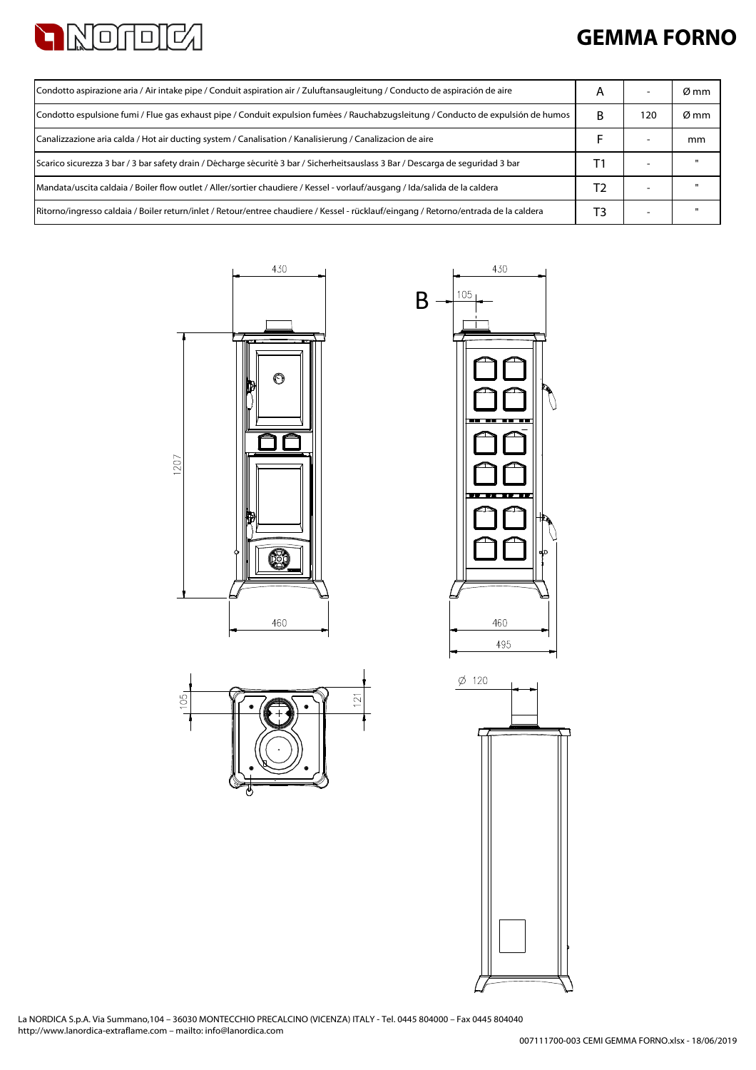# GEMMA FORNO

| | | | |
|---|---|---|---|
| Condotto aspirazione aria / Air intake pipe / Conduit aspiration air / Zuluftansaugleitung / Conducto de aspiración de aire | A | - | Ø mm |
| Condotto espulsione fumi / Flue gas exhaust pipe / Conduit expulsion fumées / Rauchabzugsleitung / Conducto de expulsión de humos | B | 120 | Ø mm |
| Canalizzazione aria calda / Hot air ducting system / Canalisation / Kanalisierung / Canalizacion de aire | F | - | mm |
| Scarico sicurezza 3 bar / 3 bar safety drain / Décharge sécurité 3 bar / Sicherheitsauslass 3 Bar / Descarga de seguridad 3 bar | T1 | - | " |
| Mandata/uscita caldaia / Boiler flow outlet / Aller/sortier chaudiere / Kessel - vorlauf/ausgang / Ida/salida de la caldera | T2 | - | " |
| Ritorno/ingresso caldaia / Boiler return/inlet / Retour/entree chaudiere / Kessel - rücklauf/eingang / Retorno/entrada de la caldera | T3 | - | " |

430

1207

460

B

430

105

460

495

105

121

Ø 120

La NORDICA S.p.A. Via Summano,104 – 36030 MONTECCHIO PRECALCINO (VICENZA) ITALY - Tel. 0445 804000 – Fax 0445 804040
http://www.lanordica-extraflame.com – mailto: info@lanordica.com

007111700-003 CEMI GEMMA FORNO.xlsx - 18/06/2019